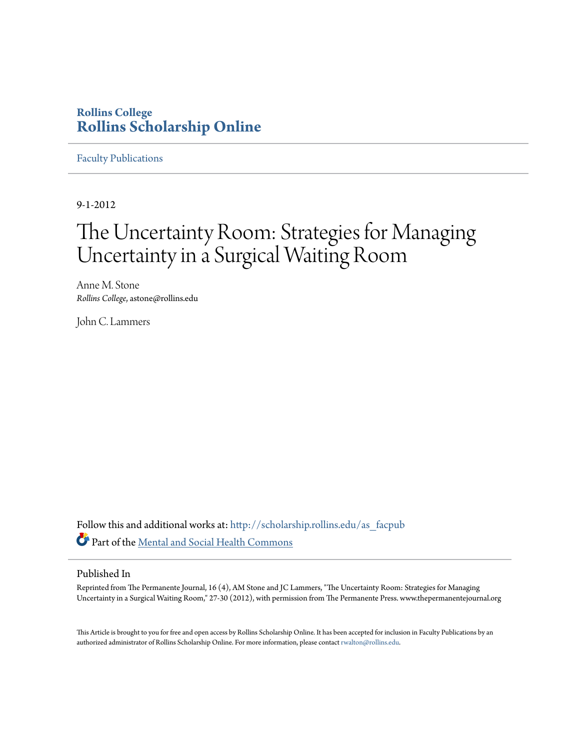**Rollins College**
**Rollins Scholarship Online**

Faculty Publications

9-1-2012

# The Uncertainty Room: Strategies for Managing Uncertainty in a Surgical Waiting Room

Anne M. Stone
*Rollins College*, astone@rollins.edu

John C. Lammers

Follow this and additional works at: http://scholarship.rollins.edu/as_facpub

Part of the Mental and Social Health Commons

## Published In

Reprinted from The Permanente Journal, 16 (4), AM Stone and JC Lammers, "The Uncertainty Room: Strategies for Managing Uncertainty in a Surgical Waiting Room," 27-30 (2012), with permission from The Permanente Press. www.thepermanentejournal.org

This Article is brought to you for free and open access by Rollins Scholarship Online. It has been accepted for inclusion in Faculty Publications by an authorized administrator of Rollins Scholarship Online. For more information, please contact rwalton@rollins.edu.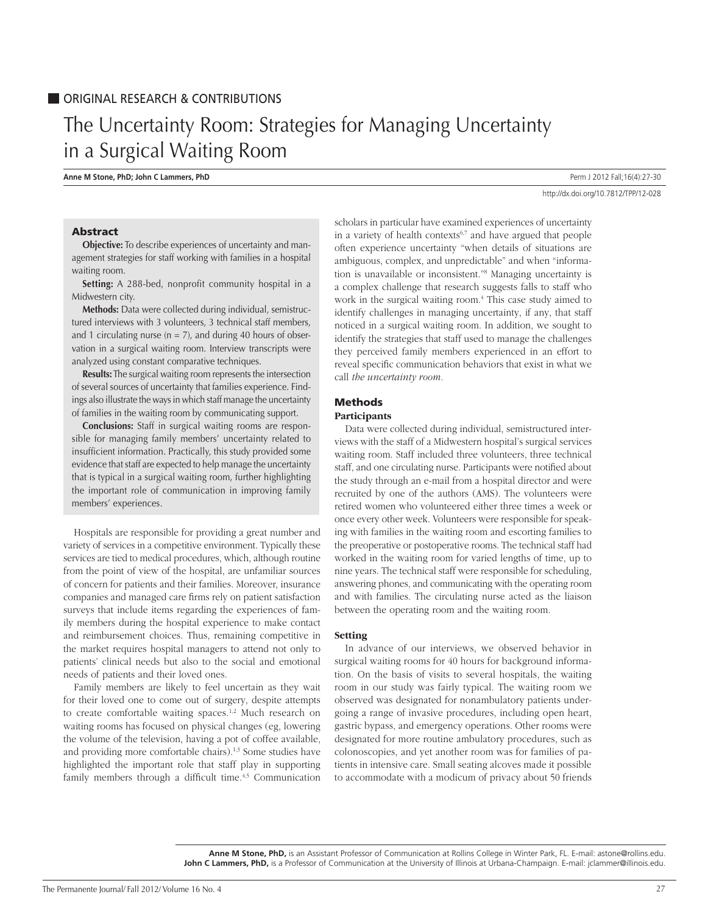ORIGINAL RESEARCH & CONTRIBUTIONS

# The Uncertainty Room: Strategies for Managing Uncertainty in a Surgical Waiting Room

**Anne M Stone, PhD; John C Lammers, PhD**

http://dx.doi.org/10.7812/TPP/12-028

## Abstract

**Objective:** To describe experiences of uncertainty and management strategies for staff working with families in a hospital waiting room.

**Setting:** A 288-bed, nonprofit community hospital in a Midwestern city.

**Methods:** Data were collected during individual, semistructured interviews with 3 volunteers, 3 technical staff members, and 1 circulating nurse (n = 7), and during 40 hours of observation in a surgical waiting room. Interview transcripts were analyzed using constant comparative techniques.

**Results:** The surgical waiting room represents the intersection of several sources of uncertainty that families experience. Findings also illustrate the ways in which staff manage the uncertainty of families in the waiting room by communicating support.

**Conclusions:** Staff in surgical waiting rooms are responsible for managing family members' uncertainty related to insufficient information. Practically, this study provided some evidence that staff are expected to help manage the uncertainty that is typical in a surgical waiting room, further highlighting the important role of communication in improving family members' experiences.

Hospitals are responsible for providing a great number and variety of services in a competitive environment. Typically these services are tied to medical procedures, which, although routine from the point of view of the hospital, are unfamiliar sources of concern for patients and their families. Moreover, insurance companies and managed care firms rely on patient satisfaction surveys that include items regarding the experiences of family members during the hospital experience to make contact and reimbursement choices. Thus, remaining competitive in the market requires hospital managers to attend not only to patients' clinical needs but also to the social and emotional needs of patients and their loved ones.

Family members are likely to feel uncertain as they wait for their loved one to come out of surgery, despite attempts to create comfortable waiting spaces.[1,2] Much research on waiting rooms has focused on physical changes (eg, lowering the volume of the television, having a pot of coffee available, and providing more comfortable chairs).[1,3] Some studies have highlighted the important role that staff play in supporting family members through a difficult time.[4,5] Communication scholars in particular have examined experiences of uncertainty in a variety of health contexts[6,7] and have argued that people often experience uncertainty "when details of situations are ambiguous, complex, and unpredictable" and when "information is unavailable or inconsistent."[8] Managing uncertainty is a complex challenge that research suggests falls to staff who work in the surgical waiting room.[4] This case study aimed to identify challenges in managing uncertainty, if any, that staff noticed in a surgical waiting room. In addition, we sought to identify the strategies that staff used to manage the challenges they perceived family members experienced in an effort to reveal specific communication behaviors that exist in what we call *the uncertainty room*.

## Methods

### Participants

Data were collected during individual, semistructured interviews with the staff of a Midwestern hospital's surgical services waiting room. Staff included three volunteers, three technical staff, and one circulating nurse. Participants were notified about the study through an e-mail from a hospital director and were recruited by one of the authors (AMS). The volunteers were retired women who volunteered either three times a week or once every other week. Volunteers were responsible for speaking with families in the waiting room and escorting families to the preoperative or postoperative rooms. The technical staff had worked in the waiting room for varied lengths of time, up to nine years. The technical staff were responsible for scheduling, answering phones, and communicating with the operating room and with families. The circulating nurse acted as the liaison between the operating room and the waiting room.

### Setting

In advance of our interviews, we observed behavior in surgical waiting rooms for 40 hours for background information. On the basis of visits to several hospitals, the waiting room in our study was fairly typical. The waiting room we observed was designated for nonambulatory patients undergoing a range of invasive procedures, including open heart, gastric bypass, and emergency operations. Other rooms were designated for more routine ambulatory procedures, such as colonoscopies, and yet another room was for families of patients in intensive care. Small seating alcoves made it possible to accommodate with a modicum of privacy about 50 friends

**Anne M Stone, PhD,** is an Assistant Professor of Communication at Rollins College in Winter Park, FL. E-mail: astone@rollins.edu.
**John C Lammers, PhD,** is a Professor of Communication at the University of Illinois at Urbana-Champaign. E-mail: jclammer@illinois.edu.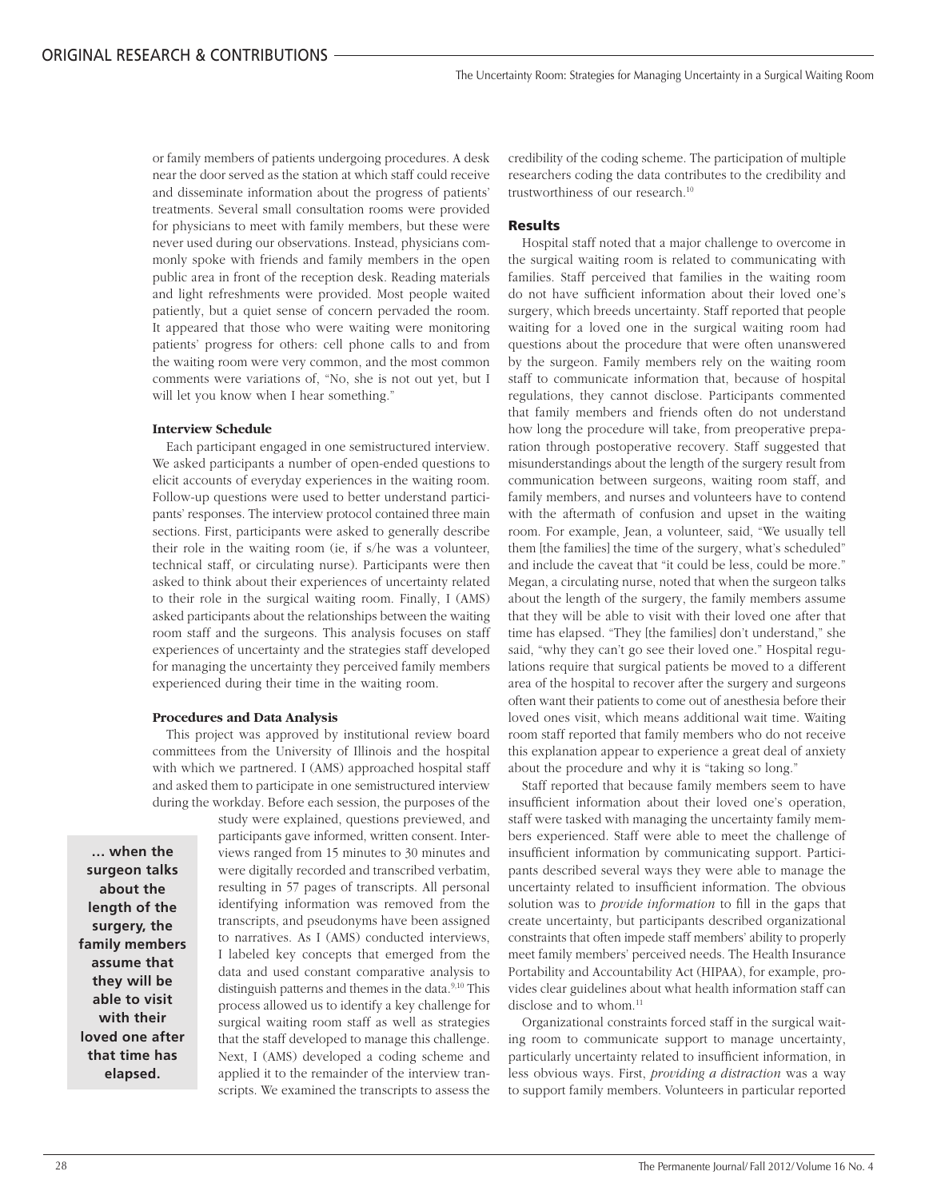or family members of patients undergoing procedures. A desk near the door served as the station at which staff could receive and disseminate information about the progress of patients' treatments. Several small consultation rooms were provided for physicians to meet with family members, but these were never used during our observations. Instead, physicians commonly spoke with friends and family members in the open public area in front of the reception desk. Reading materials and light refreshments were provided. Most people waited patiently, but a quiet sense of concern pervaded the room. It appeared that those who were waiting were monitoring patients' progress for others: cell phone calls to and from the waiting room were very common, and the most common comments were variations of, "No, she is not out yet, but I will let you know when I hear something."

#### Interview Schedule

Each participant engaged in one semistructured interview. We asked participants a number of open-ended questions to elicit accounts of everyday experiences in the waiting room. Follow-up questions were used to better understand participants' responses. The interview protocol contained three main sections. First, participants were asked to generally describe their role in the waiting room (ie, if s/he was a volunteer, technical staff, or circulating nurse). Participants were then asked to think about their experiences of uncertainty related to their role in the surgical waiting room. Finally, I (AMS) asked participants about the relationships between the waiting room staff and the surgeons. This analysis focuses on staff experiences of uncertainty and the strategies staff developed for managing the uncertainty they perceived family members experienced during their time in the waiting room.

#### Procedures and Data Analysis

This project was approved by institutional review board committees from the University of Illinois and the hospital with which we partnered. I (AMS) approached hospital staff and asked them to participate in one semistructured interview during the workday. Before each session, the purposes of the study were explained, questions previewed, and participants gave informed, written consent. Interviews ranged from 15 minutes to 30 minutes and were digitally recorded and transcribed verbatim, resulting in 57 pages of transcripts. All personal identifying information was removed from the transcripts, and pseudonyms have been assigned to narratives. As I (AMS) conducted interviews, I labeled key concepts that emerged from the data and used constant comparative analysis to distinguish patterns and themes in the data.[9,10] This process allowed us to identify a key challenge for surgical waiting room staff as well as strategies that the staff developed to manage this challenge. Next, I (AMS) developed a coding scheme and applied it to the remainder of the interview transcripts. We examined the transcripts to assess the credibility of the coding scheme. The participation of multiple researchers coding the data contributes to the credibility and trustworthiness of our research.[10]

**… when the surgeon talks about the length of the surgery, the family members assume that they will be able to visit with their loved one after that time has elapsed.**

### Results

Hospital staff noted that a major challenge to overcome in the surgical waiting room is related to communicating with families. Staff perceived that families in the waiting room do not have sufficient information about their loved one's surgery, which breeds uncertainty. Staff reported that people waiting for a loved one in the surgical waiting room had questions about the procedure that were often unanswered by the surgeon. Family members rely on the waiting room staff to communicate information that, because of hospital regulations, they cannot disclose. Participants commented that family members and friends often do not understand how long the procedure will take, from preoperative preparation through postoperative recovery. Staff suggested that misunderstandings about the length of the surgery result from communication between surgeons, waiting room staff, and family members, and nurses and volunteers have to contend with the aftermath of confusion and upset in the waiting room. For example, Jean, a volunteer, said, "We usually tell them [the families] the time of the surgery, what's scheduled" and include the caveat that "it could be less, could be more." Megan, a circulating nurse, noted that when the surgeon talks about the length of the surgery, the family members assume that they will be able to visit with their loved one after that time has elapsed. "They [the families] don't understand," she said, "why they can't go see their loved one." Hospital regulations require that surgical patients be moved to a different area of the hospital to recover after the surgery and surgeons often want their patients to come out of anesthesia before their loved ones visit, which means additional wait time. Waiting room staff reported that family members who do not receive this explanation appear to experience a great deal of anxiety about the procedure and why it is "taking so long."

Staff reported that because family members seem to have insufficient information about their loved one's operation, staff were tasked with managing the uncertainty family members experienced. Staff were able to meet the challenge of insufficient information by communicating support. Participants described several ways they were able to manage the uncertainty related to insufficient information. The obvious solution was to *provide information* to fill in the gaps that create uncertainty, but participants described organizational constraints that often impede staff members' ability to properly meet family members' perceived needs. The Health Insurance Portability and Accountability Act (HIPAA), for example, provides clear guidelines about what health information staff can disclose and to whom.[11]

Organizational constraints forced staff in the surgical waiting room to communicate support to manage uncertainty, particularly uncertainty related to insufficient information, in less obvious ways. First, *providing a distraction* was a way to support family members. Volunteers in particular reported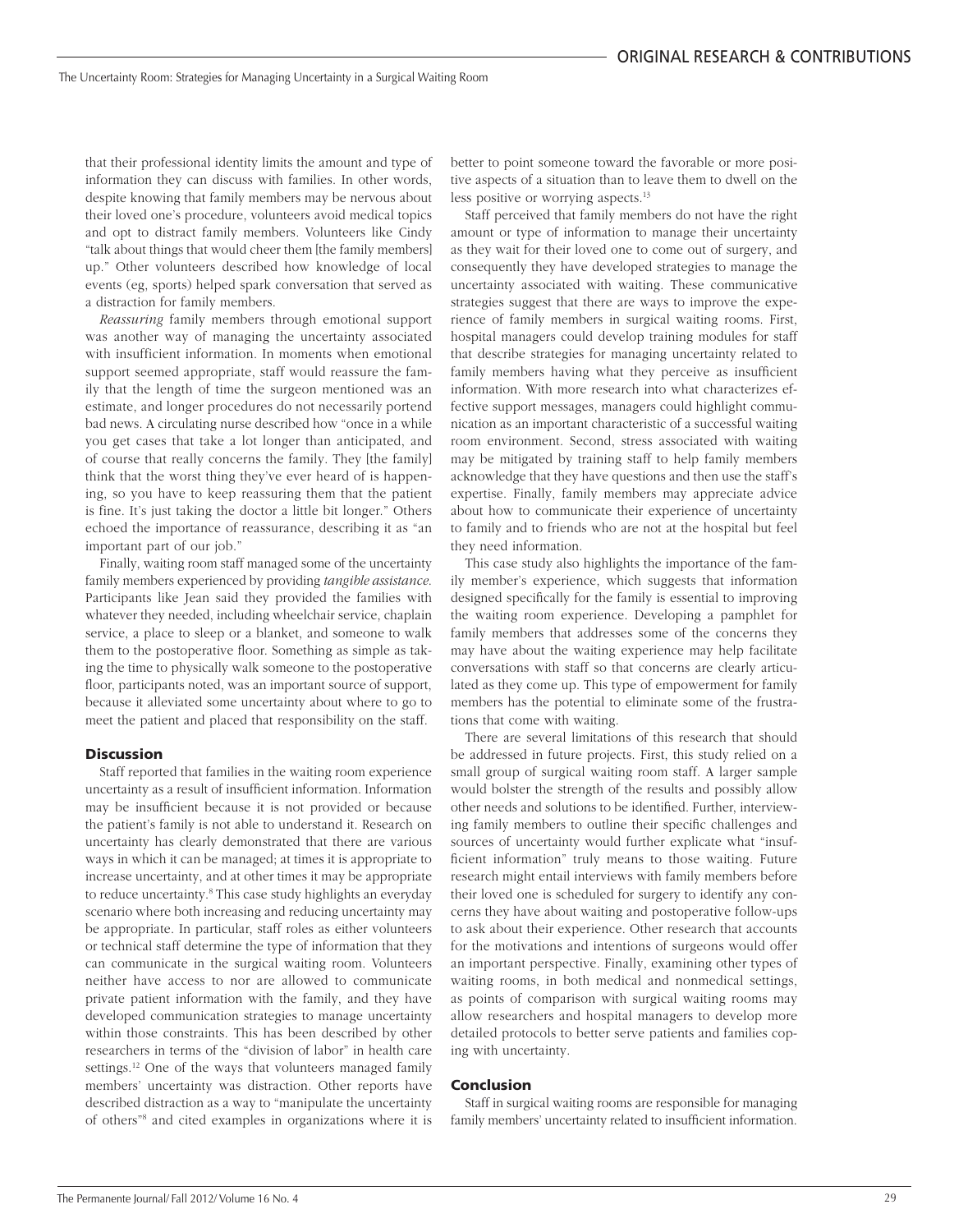that their professional identity limits the amount and type of information they can discuss with families. In other words, despite knowing that family members may be nervous about their loved one's procedure, volunteers avoid medical topics and opt to distract family members. Volunteers like Cindy "talk about things that would cheer them [the family members] up." Other volunteers described how knowledge of local events (eg, sports) helped spark conversation that served as a distraction for family members.

*Reassuring* family members through emotional support was another way of managing the uncertainty associated with insufficient information. In moments when emotional support seemed appropriate, staff would reassure the family that the length of time the surgeon mentioned was an estimate, and longer procedures do not necessarily portend bad news. A circulating nurse described how "once in a while you get cases that take a lot longer than anticipated, and of course that really concerns the family. They [the family] think that the worst thing they've ever heard of is happening, so you have to keep reassuring them that the patient is fine. It's just taking the doctor a little bit longer." Others echoed the importance of reassurance, describing it as "an important part of our job."

Finally, waiting room staff managed some of the uncertainty family members experienced by providing *tangible assistance*. Participants like Jean said they provided the families with whatever they needed, including wheelchair service, chaplain service, a place to sleep or a blanket, and someone to walk them to the postoperative floor. Something as simple as taking the time to physically walk someone to the postoperative floor, participants noted, was an important source of support, because it alleviated some uncertainty about where to go to meet the patient and placed that responsibility on the staff.

## Discussion

Staff reported that families in the waiting room experience uncertainty as a result of insufficient information. Information may be insufficient because it is not provided or because the patient's family is not able to understand it. Research on uncertainty has clearly demonstrated that there are various ways in which it can be managed; at times it is appropriate to increase uncertainty, and at other times it may be appropriate to reduce uncertainty.[8] This case study highlights an everyday scenario where both increasing and reducing uncertainty may be appropriate. In particular, staff roles as either volunteers or technical staff determine the type of information that they can communicate in the surgical waiting room. Volunteers neither have access to nor are allowed to communicate private patient information with the family, and they have developed communication strategies to manage uncertainty within those constraints. This has been described by other researchers in terms of the "division of labor" in health care settings.[12] One of the ways that volunteers managed family members' uncertainty was distraction. Other reports have described distraction as a way to "manipulate the uncertainty of others"[8] and cited examples in organizations where it is better to point someone toward the favorable or more positive aspects of a situation than to leave them to dwell on the less positive or worrying aspects.[13]

Staff perceived that family members do not have the right amount or type of information to manage their uncertainty as they wait for their loved one to come out of surgery, and consequently they have developed strategies to manage the uncertainty associated with waiting. These communicative strategies suggest that there are ways to improve the experience of family members in surgical waiting rooms. First, hospital managers could develop training modules for staff that describe strategies for managing uncertainty related to family members having what they perceive as insufficient information. With more research into what characterizes effective support messages, managers could highlight communication as an important characteristic of a successful waiting room environment. Second, stress associated with waiting may be mitigated by training staff to help family members acknowledge that they have questions and then use the staff's expertise. Finally, family members may appreciate advice about how to communicate their experience of uncertainty to family and to friends who are not at the hospital but feel they need information.

This case study also highlights the importance of the family member's experience, which suggests that information designed specifically for the family is essential to improving the waiting room experience. Developing a pamphlet for family members that addresses some of the concerns they may have about the waiting experience may help facilitate conversations with staff so that concerns are clearly articulated as they come up. This type of empowerment for family members has the potential to eliminate some of the frustrations that come with waiting.

There are several limitations of this research that should be addressed in future projects. First, this study relied on a small group of surgical waiting room staff. A larger sample would bolster the strength of the results and possibly allow other needs and solutions to be identified. Further, interviewing family members to outline their specific challenges and sources of uncertainty would further explicate what "insufficient information" truly means to those waiting. Future research might entail interviews with family members before their loved one is scheduled for surgery to identify any concerns they have about waiting and postoperative follow-ups to ask about their experience. Other research that accounts for the motivations and intentions of surgeons would offer an important perspective. Finally, examining other types of waiting rooms, in both medical and nonmedical settings, as points of comparison with surgical waiting rooms may allow researchers and hospital managers to develop more detailed protocols to better serve patients and families coping with uncertainty.

## Conclusion

Staff in surgical waiting rooms are responsible for managing family members' uncertainty related to insufficient information.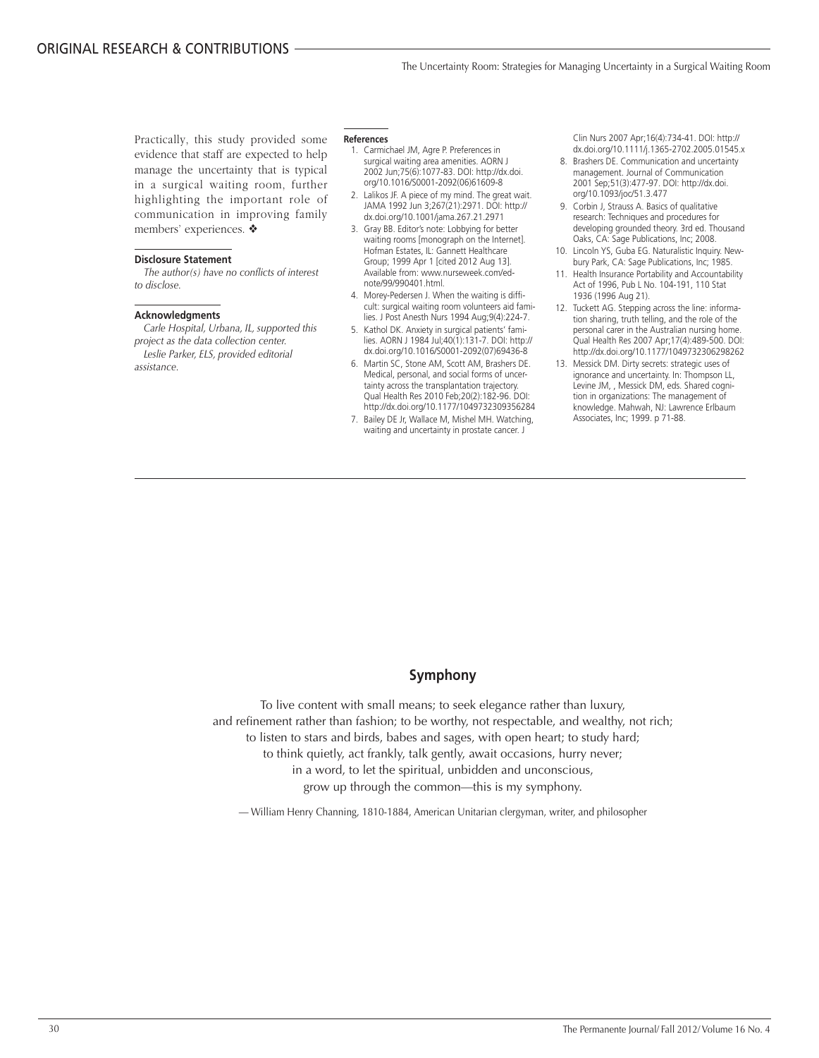Practically, this study provided some evidence that staff are expected to help manage the uncertainty that is typical in a surgical waiting room, further highlighting the important role of communication in improving family members' experiences. ❖

#### Disclosure Statement

*The author(s) have no conflicts of interest to disclose.*

#### Acknowledgments

*Carle Hospital, Urbana, IL, supported this project as the data collection center.*

*Leslie Parker, ELS, provided editorial assistance.*

#### References

1. Carmichael JM, Agre P. Preferences in surgical waiting area amenities. AORN J 2002 Jun;75(6):1077-83. DOI: http://dx.doi.org/10.1016/S0001-2092(06)61609-8
2. Lalikos JF. A piece of my mind. The great wait. JAMA 1992 Jun 3;267(21):2971. DOI: http://dx.doi.org/10.1001/jama.267.21.2971
3. Gray BB. Editor's note: Lobbying for better waiting rooms [monograph on the Internet]. Hofman Estates, IL: Gannett Healthcare Group; 1999 Apr 1 [cited 2012 Aug 13]. Available from: www.nurseweek.com/ednote/99/990401.html.
4. Morey-Pedersen J. When the waiting is difficult: surgical waiting room volunteers aid families. J Post Anesth Nurs 1994 Aug;9(4):224-7.
5. Kathol DK. Anxiety in surgical patients' families. AORN J 1984 Jul;40(1):131-7. DOI: http://dx.doi.org/10.1016/S0001-2092(07)69436-8
6. Martin SC, Stone AM, Scott AM, Brashers DE. Medical, personal, and social forms of uncertainty across the transplantation trajectory. Qual Health Res 2010 Feb;20(2):182-96. DOI: http://dx.doi.org/10.1177/1049732309356284
7. Bailey DE Jr, Wallace M, Mishel MH. Watching, waiting and uncertainty in prostate cancer. J Clin Nurs 2007 Apr;16(4):734-41. DOI: http://dx.doi.org/10.1111/j.1365-2702.2005.01545.x
8. Brashers DE. Communication and uncertainty management. Journal of Communication 2001 Sep;51(3):477-97. DOI: http://dx.doi.org/10.1093/joc/51.3.477
9. Corbin J, Strauss A. Basics of qualitative research: Techniques and procedures for developing grounded theory. 3rd ed. Thousand Oaks, CA: Sage Publications, Inc; 2008.
10. Lincoln YS, Guba EG. Naturalistic Inquiry. Newbury Park, CA: Sage Publications, Inc; 1985.
11. Health Insurance Portability and Accountability Act of 1996, Pub L No. 104-191, 110 Stat 1936 (1996 Aug 21).
12. Tuckett AG. Stepping across the line: information sharing, truth telling, and the role of the personal carer in the Australian nursing home. Qual Health Res 2007 Apr;17(4):489-500. DOI: http://dx.doi.org/10.1177/1049732306298262
13. Messick DM. Dirty secrets: strategic uses of ignorance and uncertainty. In: Thompson LL, Levine JM, , Messick DM, eds. Shared cognition in organizations: The management of knowledge. Mahwah, NJ: Lawrence Erlbaum Associates, Inc; 1999. p 71-88.

## Symphony

To live content with small means; to seek elegance rather than luxury,
and refinement rather than fashion; to be worthy, not respectable, and wealthy, not rich;
to listen to stars and birds, babes and sages, with open heart; to study hard;
to think quietly, act frankly, talk gently, await occasions, hurry never;
in a word, to let the spiritual, unbidden and unconscious,
grow up through the common—this is my symphony.

— William Henry Channing, 1810-1884, American Unitarian clergyman, writer, and philosopher